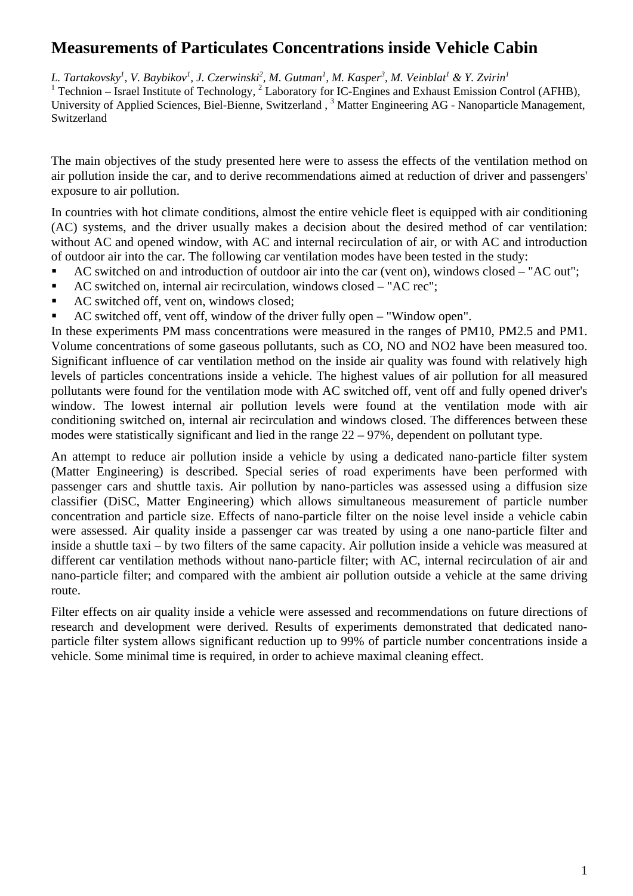# Measurements of Particulates Concentrations inside Vehicle Cabin

*L. Tartakovsky[1], V. Baybikov[1], J. Czerwinski[2], M. Gutman[1], M. Kasper[3], M. Veinblat[1] & Y. Zvirin[1]*
[1] Technion – Israel Institute of Technology, [2] Laboratory for IC-Engines and Exhaust Emission Control (AFHB), University of Applied Sciences, Biel-Bienne, Switzerland , [3] Matter Engineering AG - Nanoparticle Management, Switzerland

The main objectives of the study presented here were to assess the effects of the ventilation method on air pollution inside the car, and to derive recommendations aimed at reduction of driver and passengers' exposure to air pollution.

In countries with hot climate conditions, almost the entire vehicle fleet is equipped with air conditioning (AC) systems, and the driver usually makes a decision about the desired method of car ventilation: without AC and opened window, with AC and internal recirculation of air, or with AC and introduction of outdoor air into the car. The following car ventilation modes have been tested in the study:

- AC switched on and introduction of outdoor air into the car (vent on), windows closed – "AC out";
- AC switched on, internal air recirculation, windows closed – "AC rec";
- AC switched off, vent on, windows closed;
- AC switched off, vent off, window of the driver fully open – "Window open".

In these experiments PM mass concentrations were measured in the ranges of PM10, PM2.5 and PM1. Volume concentrations of some gaseous pollutants, such as CO, NO and NO2 have been measured too. Significant influence of car ventilation method on the inside air quality was found with relatively high levels of particles concentrations inside a vehicle. The highest values of air pollution for all measured pollutants were found for the ventilation mode with AC switched off, vent off and fully opened driver's window. The lowest internal air pollution levels were found at the ventilation mode with air conditioning switched on, internal air recirculation and windows closed. The differences between these modes were statistically significant and lied in the range 22 – 97%, dependent on pollutant type.

An attempt to reduce air pollution inside a vehicle by using a dedicated nano-particle filter system (Matter Engineering) is described. Special series of road experiments have been performed with passenger cars and shuttle taxis. Air pollution by nano-particles was assessed using a diffusion size classifier (DiSC, Matter Engineering) which allows simultaneous measurement of particle number concentration and particle size. Effects of nano-particle filter on the noise level inside a vehicle cabin were assessed. Air quality inside a passenger car was treated by using a one nano-particle filter and inside a shuttle taxi – by two filters of the same capacity. Air pollution inside a vehicle was measured at different car ventilation methods without nano-particle filter; with AC, internal recirculation of air and nano-particle filter; and compared with the ambient air pollution outside a vehicle at the same driving route.

Filter effects on air quality inside a vehicle were assessed and recommendations on future directions of research and development were derived. Results of experiments demonstrated that dedicated nano-particle filter system allows significant reduction up to 99% of particle number concentrations inside a vehicle. Some minimal time is required, in order to achieve maximal cleaning effect.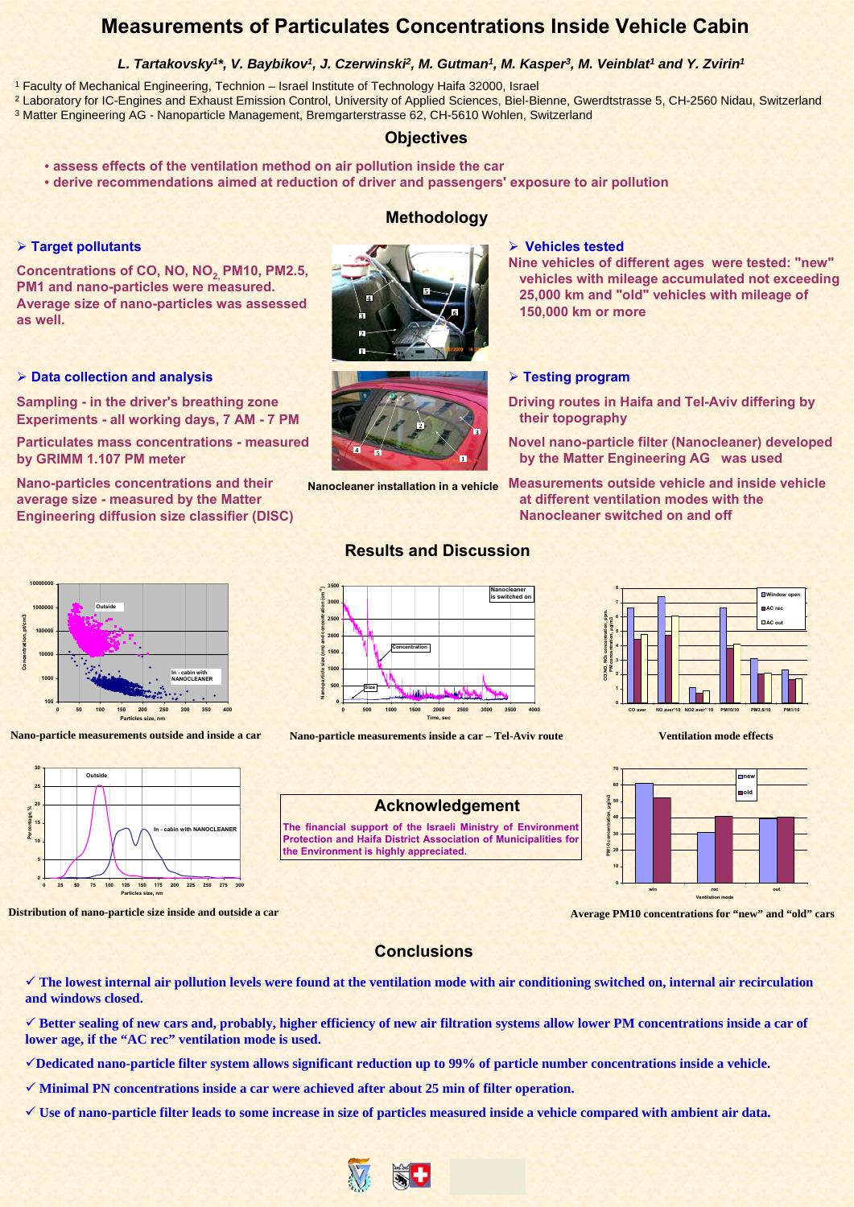# Measurements of Particulates Concentrations Inside Vehicle Cabin

*L. Tartakovsky[1]\*, V. Baybikov[1], J. Czerwinski[2], M. Gutman[1], M. Kasper[3], M. Veinblat[1] and Y. Zvirin[1]*

[1] Faculty of Mechanical Engineering, Technion – Israel Institute of Technology Haifa 32000, Israel
[2] Laboratory for IC-Engines and Exhaust Emission Control, University of Applied Sciences, Biel-Bienne, Gwerdtstrasse 5, CH-2560 Nidau, Switzerland
[3] Matter Engineering AG - Nanoparticle Management, Bremgarterstrasse 62, CH-5610 Wohlen, Switzerland

## Objectives

- assess effects of the ventilation method on air pollution inside the car
- derive recommendations aimed at reduction of driver and passengers' exposure to air pollution

## Methodology

### Target pollutants

Concentrations of CO, NO, $NO_2$, PM10, PM2.5, PM1 and nano-particles were measured. Average size of nano-particles was assessed as well.

### Data collection and analysis

Sampling - in the driver's breathing zone
Experiments - all working days, 7 AM - 7 PM

Particulates mass concentrations - measured by GRIMM 1.107 PM meter

Nano-particles concentrations and their average size - measured by the Matter Engineering diffusion size classifier (DISC)

Nanocleaner installation in a vehicle

### Vehicles tested

Nine vehicles of different ages were tested: "new" vehicles with mileage accumulated not exceeding 25,000 km and "old" vehicles with mileage of 150,000 km or more

### Testing program

Driving routes in Haifa and Tel-Aviv differing by their topography

Novel nano-particle filter (Nanocleaner) developed by the Matter Engineering AG was used

Measurements outside vehicle and inside vehicle at different ventilation modes with the Nanocleaner switched on and off

## Results and Discussion

Concentration, pt/cm3
10000000
1000000
100000
10000
1000
100
0 50 100 150 200 250 300 350 400
Particles size, nm
Outside
In - cabin with NANOCLEANER

Nano-particle measurements outside and inside a car

Nanoparticle size (nm) and concentration (cm$^{-3}$)
3500 3000 2500 2000 1500 1000 500 0
0 500 1000 1500 2000 2500 3000 3500 4000
Time, sec
Nanocleaner is switched on
Concentration
Size

Nano-particle measurements inside a car – Tel-Aviv route

CO,NO, NO2 concentration, ppm; PM concentration, µg/m3
8 7 6 5 4 3 2 1 0
CO aver NO aver*10 NO2 aver* 10 PM10/10 PM2.5/10 PM1/10
Window open
AC rec
AC out

Ventilation mode effects

Percentage, %
30 25 20 15 10 5 0
0 25 50 75 100 125 150 175 200 225 250 275 300
Particles size, nm
Outside
In - cabin with NANOCLEANER

Distribution of nano-particle size inside and outside a car

### Acknowledgement

The financial support of the Israeli Ministry of Environment Protection and Haifa District Association of Municipalities for the Environment is highly appreciated.

PM10 concentration, µg/m3
70 60 50 40 30 20 10 0
win rec out
Ventilation mode
new
old

Average PM10 concentrations for "new" and "old" cars

## Conclusions

✓ The lowest internal air pollution levels were found at the ventilation mode with air conditioning switched on, internal air recirculation and windows closed.

✓ Better sealing of new cars and, probably, higher efficiency of new air filtration systems allow lower PM concentrations inside a car of lower age, if the "AC rec" ventilation mode is used.

✓ Dedicated nano-particle filter system allows significant reduction up to 99% of particle number concentrations inside a vehicle.

✓ Minimal PN concentrations inside a car were achieved after about 25 min of filter operation.

✓ Use of nano-particle filter leads to some increase in size of particles measured inside a vehicle compared with ambient air data.